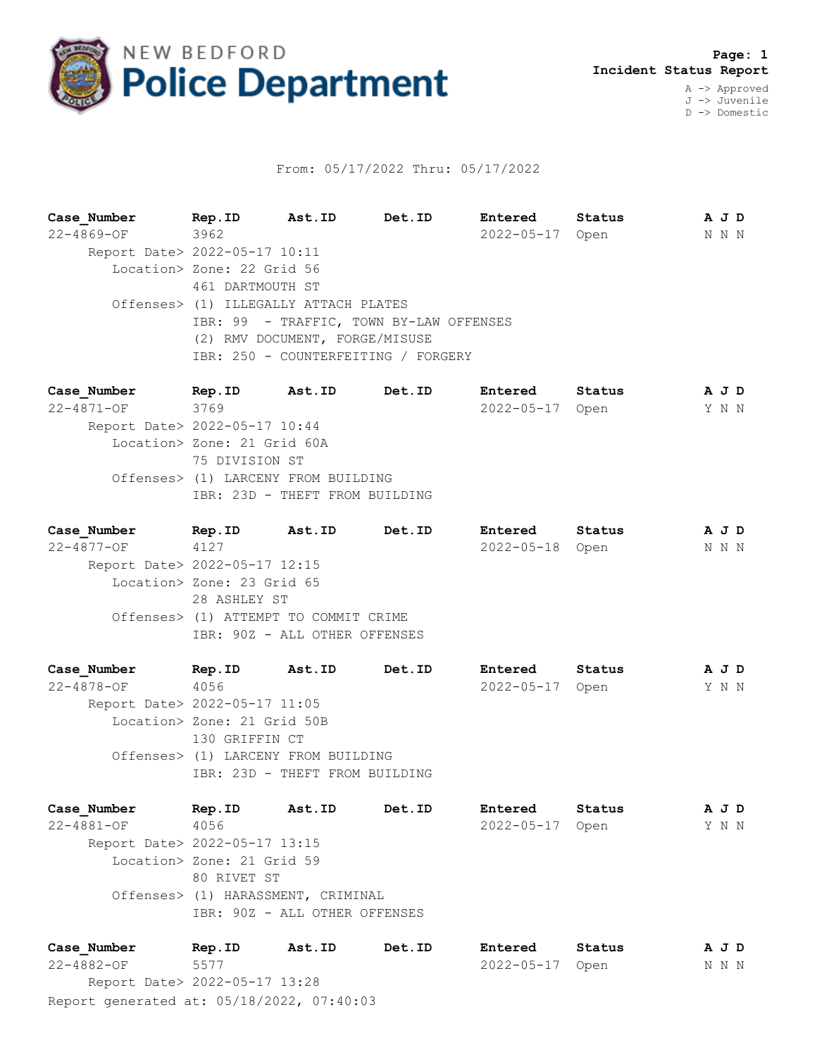# NEW BEDFORD Police Department

**Page: 1**
**Incident Status Report**

A -> Approved
J -> Juvenile
D -> Domestic

From: 05/17/2022 Thru: 05/17/2022

| Case_Number | Rep.ID | Ast.ID | Det.ID | Entered | Status | A | J | D |
|---|---|---|---|---|---|---|---|---|
| 22-4869-OF | 3962 | | | 2022-05-17 | Open | N | N | N |

Report Date> 2022-05-17 10:11
Location> Zone: 22 Grid 56
461 DARTMOUTH ST
Offenses> (1) ILLEGALLY ATTACH PLATES
IBR: 99 - TRAFFIC, TOWN BY-LAW OFFENSES
(2) RMV DOCUMENT, FORGE/MISUSE
IBR: 250 - COUNTERFEITING / FORGERY

| Case_Number | Rep.ID | Ast.ID | Det.ID | Entered | Status | A | J | D |
|---|---|---|---|---|---|---|---|---|
| 22-4871-OF | 3769 | | | 2022-05-17 | Open | Y | N | N |

Report Date> 2022-05-17 10:44
Location> Zone: 21 Grid 60A
75 DIVISION ST
Offenses> (1) LARCENY FROM BUILDING
IBR: 23D - THEFT FROM BUILDING

| Case_Number | Rep.ID | Ast.ID | Det.ID | Entered | Status | A | J | D |
|---|---|---|---|---|---|---|---|---|
| 22-4877-OF | 4127 | | | 2022-05-18 | Open | N | N | N |

Report Date> 2022-05-17 12:15
Location> Zone: 23 Grid 65
28 ASHLEY ST
Offenses> (1) ATTEMPT TO COMMIT CRIME
IBR: 90Z - ALL OTHER OFFENSES

| Case_Number | Rep.ID | Ast.ID | Det.ID | Entered | Status | A | J | D |
|---|---|---|---|---|---|---|---|---|
| 22-4878-OF | 4056 | | | 2022-05-17 | Open | Y | N | N |

Report Date> 2022-05-17 11:05
Location> Zone: 21 Grid 50B
130 GRIFFIN CT
Offenses> (1) LARCENY FROM BUILDING
IBR: 23D - THEFT FROM BUILDING

| Case_Number | Rep.ID | Ast.ID | Det.ID | Entered | Status | A | J | D |
|---|---|---|---|---|---|---|---|---|
| 22-4881-OF | 4056 | | | 2022-05-17 | Open | Y | N | N |

Report Date> 2022-05-17 13:15
Location> Zone: 21 Grid 59
80 RIVET ST
Offenses> (1) HARASSMENT, CRIMINAL
IBR: 90Z - ALL OTHER OFFENSES

| Case_Number | Rep.ID | Ast.ID | Det.ID | Entered | Status | A | J | D |
|---|---|---|---|---|---|---|---|---|
| 22-4882-OF | 5577 | | | 2022-05-17 | Open | N | N | N |

Report Date> 2022-05-17 13:28

Report generated at: 05/18/2022, 07:40:03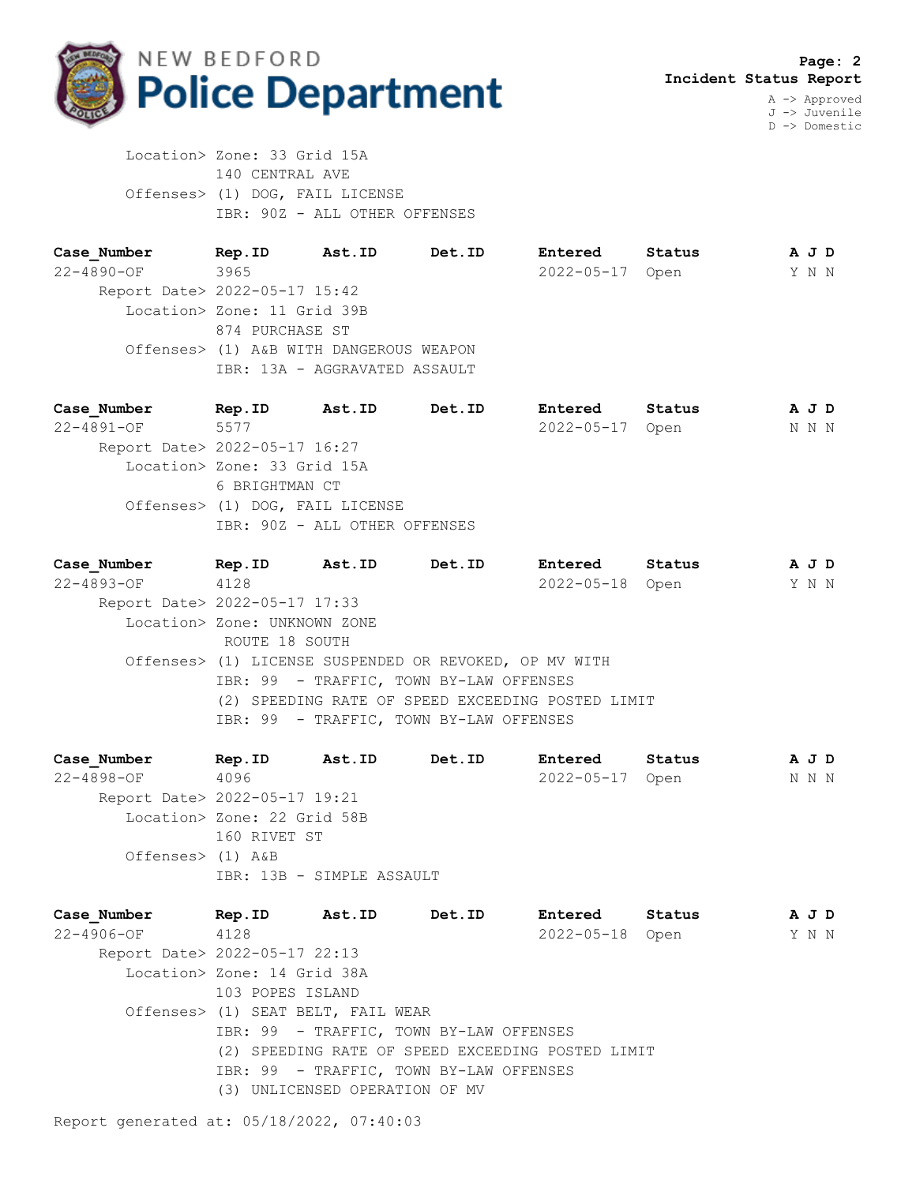**Incident Status Report**

A -> Approved
J -> Juvenile
D -> Domestic

Location> Zone: 33 Grid 15A
140 CENTRAL AVE
Offenses> (1) DOG, FAIL LICENSE
IBR: 90Z - ALL OTHER OFFENSES

| Case_Number | Rep.ID | Ast.ID | Det.ID | Entered | Status | A J D |
|---|---|---|---|---|---|---|
| 22-4890-OF | 3965 | | | 2022-05-17 | Open | Y N N |

Report Date> 2022-05-17 15:42
Location> Zone: 11 Grid 39B
874 PURCHASE ST
Offenses> (1) A&B WITH DANGEROUS WEAPON
IBR: 13A - AGGRAVATED ASSAULT

| Case_Number | Rep.ID | Ast.ID | Det.ID | Entered | Status | A J D |
|---|---|---|---|---|---|---|
| 22-4891-OF | 5577 | | | 2022-05-17 | Open | N N N |

Report Date> 2022-05-17 16:27
Location> Zone: 33 Grid 15A
6 BRIGHTMAN CT
Offenses> (1) DOG, FAIL LICENSE
IBR: 90Z - ALL OTHER OFFENSES

| Case_Number | Rep.ID | Ast.ID | Det.ID | Entered | Status | A J D |
|---|---|---|---|---|---|---|
| 22-4893-OF | 4128 | | | 2022-05-18 | Open | Y N N |

Report Date> 2022-05-17 17:33
Location> Zone: UNKNOWN ZONE
ROUTE 18 SOUTH
Offenses> (1) LICENSE SUSPENDED OR REVOKED, OP MV WITH
IBR: 99 - TRAFFIC, TOWN BY-LAW OFFENSES
(2) SPEEDING RATE OF SPEED EXCEEDING POSTED LIMIT
IBR: 99 - TRAFFIC, TOWN BY-LAW OFFENSES

| Case_Number | Rep.ID | Ast.ID | Det.ID | Entered | Status | A J D |
|---|---|---|---|---|---|---|
| 22-4898-OF | 4096 | | | 2022-05-17 | Open | N N N |

Report Date> 2022-05-17 19:21
Location> Zone: 22 Grid 58B
160 RIVET ST
Offenses> (1) A&B
IBR: 13B - SIMPLE ASSAULT

| Case_Number | Rep.ID | Ast.ID | Det.ID | Entered | Status | A J D |
|---|---|---|---|---|---|---|
| 22-4906-OF | 4128 | | | 2022-05-18 | Open | Y N N |

Report Date> 2022-05-17 22:13
Location> Zone: 14 Grid 38A
103 POPES ISLAND
Offenses> (1) SEAT BELT, FAIL WEAR
IBR: 99 - TRAFFIC, TOWN BY-LAW OFFENSES
(2) SPEEDING RATE OF SPEED EXCEEDING POSTED LIMIT
IBR: 99 - TRAFFIC, TOWN BY-LAW OFFENSES
(3) UNLICENSED OPERATION OF MV

Report generated at: 05/18/2022, 07:40:03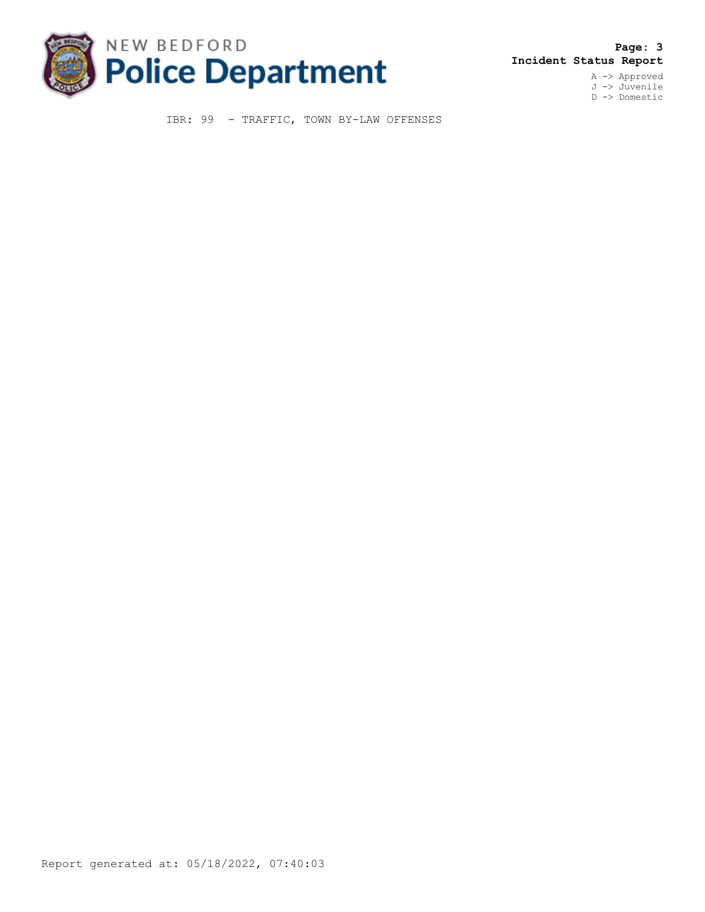IBR: 99 - TRAFFIC, TOWN BY-LAW OFFENSES